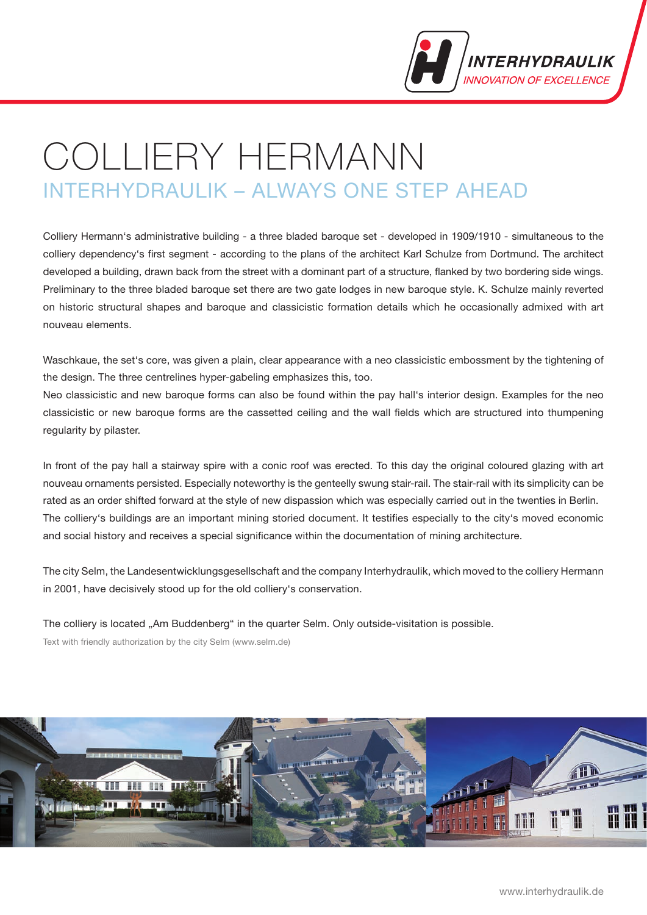# COLLIERY HERMANN

## INTERHYDRAULIK – ALWAYS ONE STEP AHEAD

Colliery Hermann‘s administrative building - a three bladed baroque set - developed in 1909/1910 - simultaneous to the colliery dependency‘s first segment - according to the plans of the architect Karl Schulze from Dortmund. The architect developed a building, drawn back from the street with a dominant part of a structure, flanked by two bordering side wings. Preliminary to the three bladed baroque set there are two gate lodges in new baroque style. K. Schulze mainly reverted on historic structural shapes and baroque and classicistic formation details which he occasionally admixed with art nouveau elements.

Waschkaue, the set‘s core, was given a plain, clear appearance with a neo classicistic embossment by the tightening of the design. The three centrelines hyper-gabeling emphasizes this, too.
Neo classicistic and new baroque forms can also be found within the pay hall‘s interior design. Examples for the neo classicistic or new baroque forms are the cassetted ceiling and the wall fields which are structured into thumpening regularity by pilaster.

In front of the pay hall a stairway spire with a conic roof was erected. To this day the original coloured glazing with art nouveau ornaments persisted. Especially noteworthy is the genteelly swung stair-rail. The stair-rail with its simplicity can be rated as an order shifted forward at the style of new dispassion which was especially carried out in the twenties in Berlin.
The colliery‘s buildings are an important mining storied document. It testifies especially to the city‘s moved economic and social history and receives a special significance within the documentation of mining architecture.

The city Selm, the Landesentwicklungsgesellschaft and the company Interhydraulik, which moved to the colliery Hermann in 2001, have decisively stood up for the old colliery‘s conservation.

The colliery is located „Am Buddenberg“ in the quarter Selm. Only outside-visitation is possible.

Text with friendly authorization by the city Selm (www.selm.de)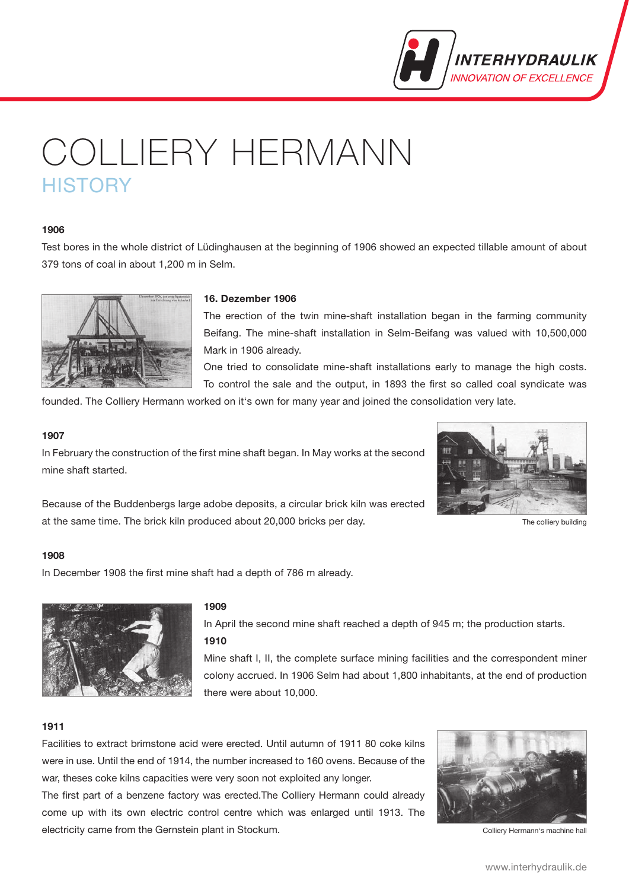# COLLIERY HERMANN

## HISTORY

**1906**

Test bores in the whole district of Lüdinghausen at the beginning of 1906 showed an expected tillable amount of about 379 tons of coal in about 1,200 m in Selm.

**16. Dezember 1906**

The erection of the twin mine-shaft installation began in the farming community Beifang. The mine-shaft installation in Selm-Beifang was valued with 10,500,000 Mark in 1906 already.

One tried to consolidate mine-shaft installations early to manage the high costs. To control the sale and the output, in 1893 the first so called coal syndicate was founded. The Colliery Hermann worked on it's own for many year and joined the consolidation very late.

**1907**

In February the construction of the first mine shaft began. In May works at the second mine shaft started.

Because of the Buddenbergs large adobe deposits, a circular brick kiln was erected at the same time. The brick kiln produced about 20,000 bricks per day.

The colliery building

**1908**

In December 1908 the first mine shaft had a depth of 786 m already.

**1909**

In April the second mine shaft reached a depth of 945 m; the production starts.

**1910**

Mine shaft I, II, the complete surface mining facilities and the correspondent miner colony accrued. In 1906 Selm had about 1,800 inhabitants, at the end of production there were about 10,000.

**1911**

Facilities to extract brimstone acid were erected. Until autumn of 1911 80 coke kilns were in use. Until the end of 1914, the number increased to 160 ovens. Because of the war, theses coke kilns capacities were very soon not exploited any longer.

The first part of a benzene factory was erected.The Colliery Hermann could already come up with its own electric control centre which was enlarged until 1913. The electricity came from the Gernstein plant in Stockum.

Colliery Hermann's machine hall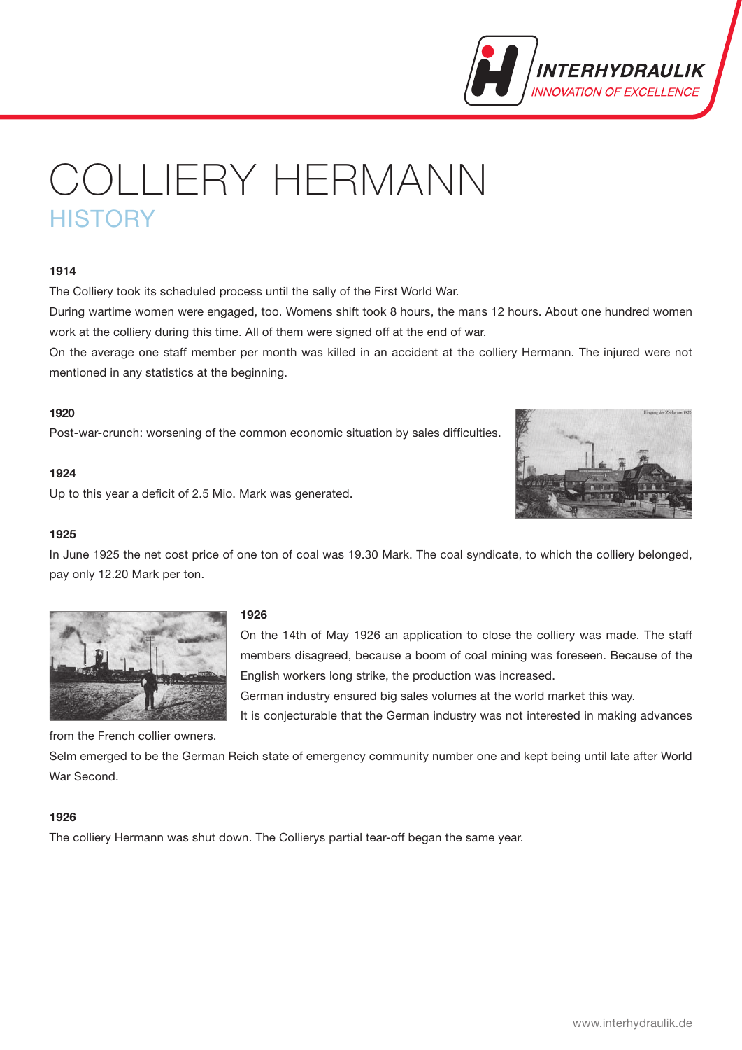# COLLIERY HERMANN

## HISTORY

**1914**

The Colliery took its scheduled process until the sally of the First World War.

During wartime women were engaged, too. Womens shift took 8 hours, the mans 12 hours. About one hundred women work at the colliery during this time. All of them were signed off at the end of war.

On the average one staff member per month was killed in an accident at the colliery Hermann. The injured were not mentioned in any statistics at the beginning.

**1920**

Post-war-crunch: worsening of the common economic situation by sales difficulties.

**1924**

Up to this year a deficit of 2.5 Mio. Mark was generated.

**1925**

In June 1925 the net cost price of one ton of coal was 19.30 Mark. The coal syndicate, to which the colliery belonged, pay only 12.20 Mark per ton.

**1926**

On the 14th of May 1926 an application to close the colliery was made. The staff members disagreed, because a boom of coal mining was foreseen. Because of the English workers long strike, the production was increased.

German industry ensured big sales volumes at the world market this way.

It is conjecturable that the German industry was not interested in making advances from the French collier owners.

Selm emerged to be the German Reich state of emergency community number one and kept being until late after World War Second.

**1926**

The colliery Hermann was shut down. The Collierys partial tear-off began the same year.